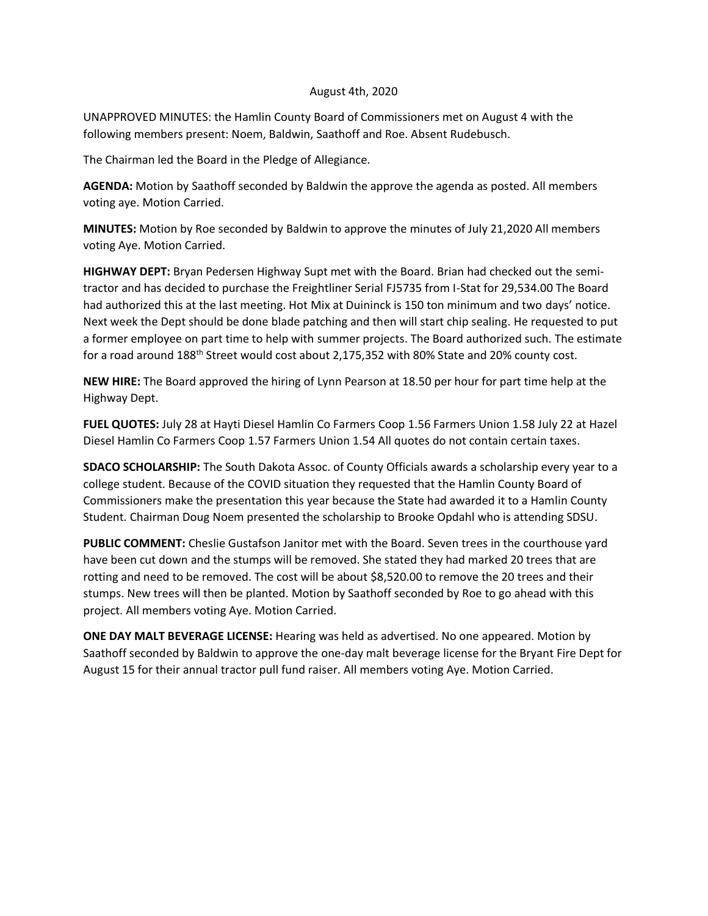August 4th, 2020

UNAPPROVED MINUTES: the Hamlin County Board of Commissioners met on August 4 with the following members present: Noem, Baldwin, Saathoff and Roe. Absent Rudebusch.

The Chairman led the Board in the Pledge of Allegiance.

**AGENDA:** Motion by Saathoff seconded by Baldwin the approve the agenda as posted. All members voting aye. Motion Carried.

**MINUTES:** Motion by Roe seconded by Baldwin to approve the minutes of July 21,2020 All members voting Aye. Motion Carried.

**HIGHWAY DEPT:** Bryan Pedersen Highway Supt met with the Board. Brian had checked out the semi-tractor and has decided to purchase the Freightliner Serial FJ5735 from I-Stat for 29,534.00 The Board had authorized this at the last meeting. Hot Mix at Duininck is 150 ton minimum and two days' notice. Next week the Dept should be done blade patching and then will start chip sealing. He requested to put a former employee on part time to help with summer projects. The Board authorized such. The estimate for a road around 188th Street would cost about 2,175,352 with 80% State and 20% county cost.

**NEW HIRE:** The Board approved the hiring of Lynn Pearson at 18.50 per hour for part time help at the Highway Dept.

**FUEL QUOTES:** July 28 at Hayti Diesel Hamlin Co Farmers Coop 1.56 Farmers Union 1.58 July 22 at Hazel Diesel Hamlin Co Farmers Coop 1.57 Farmers Union 1.54 All quotes do not contain certain taxes.

**SDACO SCHOLARSHIP:** The South Dakota Assoc. of County Officials awards a scholarship every year to a college student. Because of the COVID situation they requested that the Hamlin County Board of Commissioners make the presentation this year because the State had awarded it to a Hamlin County Student. Chairman Doug Noem presented the scholarship to Brooke Opdahl who is attending SDSU.

**PUBLIC COMMENT:** Cheslie Gustafson Janitor met with the Board. Seven trees in the courthouse yard have been cut down and the stumps will be removed. She stated they had marked 20 trees that are rotting and need to be removed. The cost will be about $8,520.00 to remove the 20 trees and their stumps. New trees will then be planted. Motion by Saathoff seconded by Roe to go ahead with this project. All members voting Aye. Motion Carried.

**ONE DAY MALT BEVERAGE LICENSE:** Hearing was held as advertised. No one appeared. Motion by Saathoff seconded by Baldwin to approve the one-day malt beverage license for the Bryant Fire Dept for August 15 for their annual tractor pull fund raiser. All members voting Aye. Motion Carried.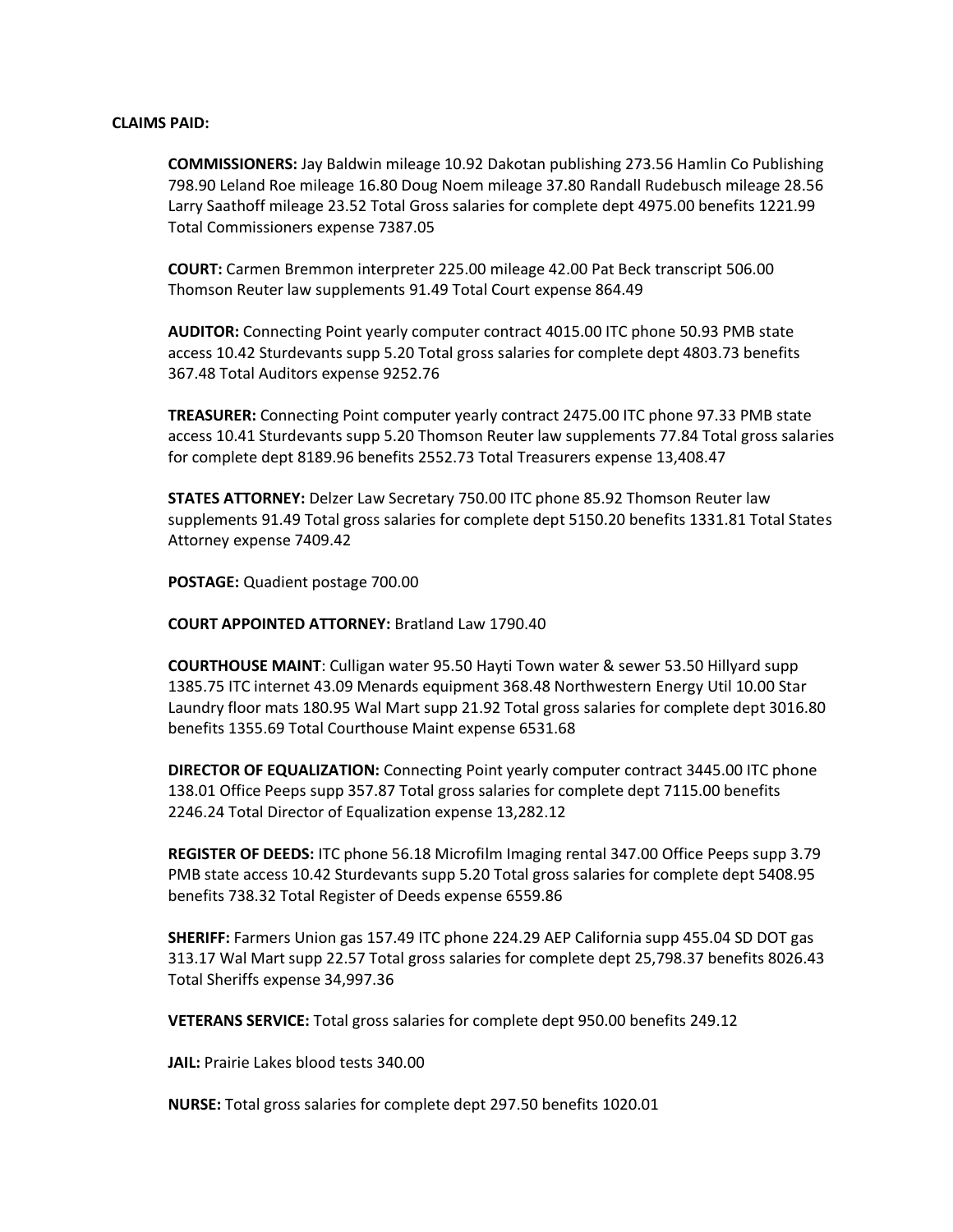**CLAIMS PAID:**

**COMMISSIONERS:** Jay Baldwin mileage 10.92 Dakotan publishing 273.56 Hamlin Co Publishing 798.90 Leland Roe mileage 16.80 Doug Noem mileage 37.80 Randall Rudebusch mileage 28.56 Larry Saathoff mileage 23.52 Total Gross salaries for complete dept 4975.00 benefits 1221.99 Total Commissioners expense 7387.05

**COURT:** Carmen Bremmon interpreter 225.00 mileage 42.00 Pat Beck transcript 506.00 Thomson Reuter law supplements 91.49 Total Court expense 864.49

**AUDITOR:** Connecting Point yearly computer contract 4015.00 ITC phone 50.93 PMB state access 10.42 Sturdevants supp 5.20 Total gross salaries for complete dept 4803.73 benefits 367.48 Total Auditors expense 9252.76

**TREASURER:** Connecting Point computer yearly contract 2475.00 ITC phone 97.33 PMB state access 10.41 Sturdevants supp 5.20 Thomson Reuter law supplements 77.84 Total gross salaries for complete dept 8189.96 benefits 2552.73 Total Treasurers expense 13,408.47

**STATES ATTORNEY:** Delzer Law Secretary 750.00 ITC phone 85.92 Thomson Reuter law supplements 91.49 Total gross salaries for complete dept 5150.20 benefits 1331.81 Total States Attorney expense 7409.42

**POSTAGE:** Quadient postage 700.00

**COURT APPOINTED ATTORNEY:** Bratland Law 1790.40

**COURTHOUSE MAINT**: Culligan water 95.50 Hayti Town water & sewer 53.50 Hillyard supp 1385.75 ITC internet 43.09 Menards equipment 368.48 Northwestern Energy Util 10.00 Star Laundry floor mats 180.95 Wal Mart supp 21.92 Total gross salaries for complete dept 3016.80 benefits 1355.69 Total Courthouse Maint expense 6531.68

**DIRECTOR OF EQUALIZATION:** Connecting Point yearly computer contract 3445.00 ITC phone 138.01 Office Peeps supp 357.87 Total gross salaries for complete dept 7115.00 benefits 2246.24 Total Director of Equalization expense 13,282.12

**REGISTER OF DEEDS:** ITC phone 56.18 Microfilm Imaging rental 347.00 Office Peeps supp 3.79 PMB state access 10.42 Sturdevants supp 5.20 Total gross salaries for complete dept 5408.95 benefits 738.32 Total Register of Deeds expense 6559.86

**SHERIFF:** Farmers Union gas 157.49 ITC phone 224.29 AEP California supp 455.04 SD DOT gas 313.17 Wal Mart supp 22.57 Total gross salaries for complete dept 25,798.37 benefits 8026.43 Total Sheriffs expense 34,997.36

**VETERANS SERVICE:** Total gross salaries for complete dept 950.00 benefits 249.12

**JAIL:** Prairie Lakes blood tests 340.00

**NURSE:** Total gross salaries for complete dept 297.50 benefits 1020.01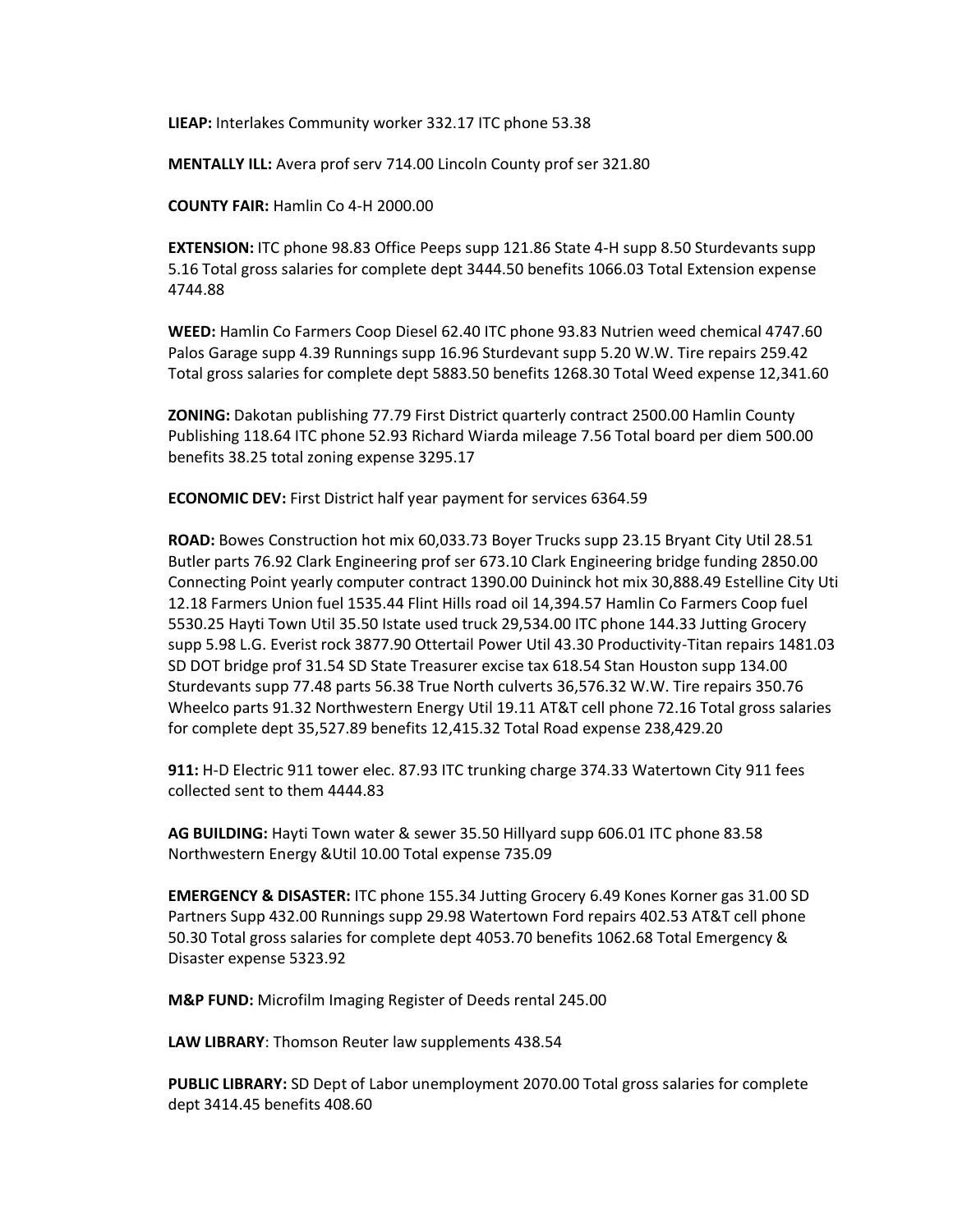**LIEAP:** Interlakes Community worker 332.17 ITC phone 53.38

**MENTALLY ILL:** Avera prof serv 714.00 Lincoln County prof ser 321.80

**COUNTY FAIR:** Hamlin Co 4-H 2000.00

**EXTENSION:** ITC phone 98.83 Office Peeps supp 121.86 State 4-H supp 8.50 Sturdevants supp 5.16 Total gross salaries for complete dept 3444.50 benefits 1066.03 Total Extension expense 4744.88

**WEED:** Hamlin Co Farmers Coop Diesel 62.40 ITC phone 93.83 Nutrien weed chemical 4747.60 Palos Garage supp 4.39 Runnings supp 16.96 Sturdevant supp 5.20 W.W. Tire repairs 259.42 Total gross salaries for complete dept 5883.50 benefits 1268.30 Total Weed expense 12,341.60

**ZONING:** Dakotan publishing 77.79 First District quarterly contract 2500.00 Hamlin County Publishing 118.64 ITC phone 52.93 Richard Wiarda mileage 7.56 Total board per diem 500.00 benefits 38.25 total zoning expense 3295.17

**ECONOMIC DEV:** First District half year payment for services 6364.59

**ROAD:** Bowes Construction hot mix 60,033.73 Boyer Trucks supp 23.15 Bryant City Util 28.51 Butler parts 76.92 Clark Engineering prof ser 673.10 Clark Engineering bridge funding 2850.00 Connecting Point yearly computer contract 1390.00 Duininck hot mix 30,888.49 Estelline City Uti 12.18 Farmers Union fuel 1535.44 Flint Hills road oil 14,394.57 Hamlin Co Farmers Coop fuel 5530.25 Hayti Town Util 35.50 Istate used truck 29,534.00 ITC phone 144.33 Jutting Grocery supp 5.98 L.G. Everist rock 3877.90 Ottertail Power Util 43.30 Productivity-Titan repairs 1481.03 SD DOT bridge prof 31.54 SD State Treasurer excise tax 618.54 Stan Houston supp 134.00 Sturdevants supp 77.48 parts 56.38 True North culverts 36,576.32 W.W. Tire repairs 350.76 Wheelco parts 91.32 Northwestern Energy Util 19.11 AT&T cell phone 72.16 Total gross salaries for complete dept 35,527.89 benefits 12,415.32 Total Road expense 238,429.20

**911:** H-D Electric 911 tower elec. 87.93 ITC trunking charge 374.33 Watertown City 911 fees collected sent to them 4444.83

**AG BUILDING:** Hayti Town water & sewer 35.50 Hillyard supp 606.01 ITC phone 83.58 Northwestern Energy &Util 10.00 Total expense 735.09

**EMERGENCY & DISASTER:** ITC phone 155.34 Jutting Grocery 6.49 Kones Korner gas 31.00 SD Partners Supp 432.00 Runnings supp 29.98 Watertown Ford repairs 402.53 AT&T cell phone 50.30 Total gross salaries for complete dept 4053.70 benefits 1062.68 Total Emergency & Disaster expense 5323.92

**M&P FUND:** Microfilm Imaging Register of Deeds rental 245.00

**LAW LIBRARY**: Thomson Reuter law supplements 438.54

**PUBLIC LIBRARY:** SD Dept of Labor unemployment 2070.00 Total gross salaries for complete dept 3414.45 benefits 408.60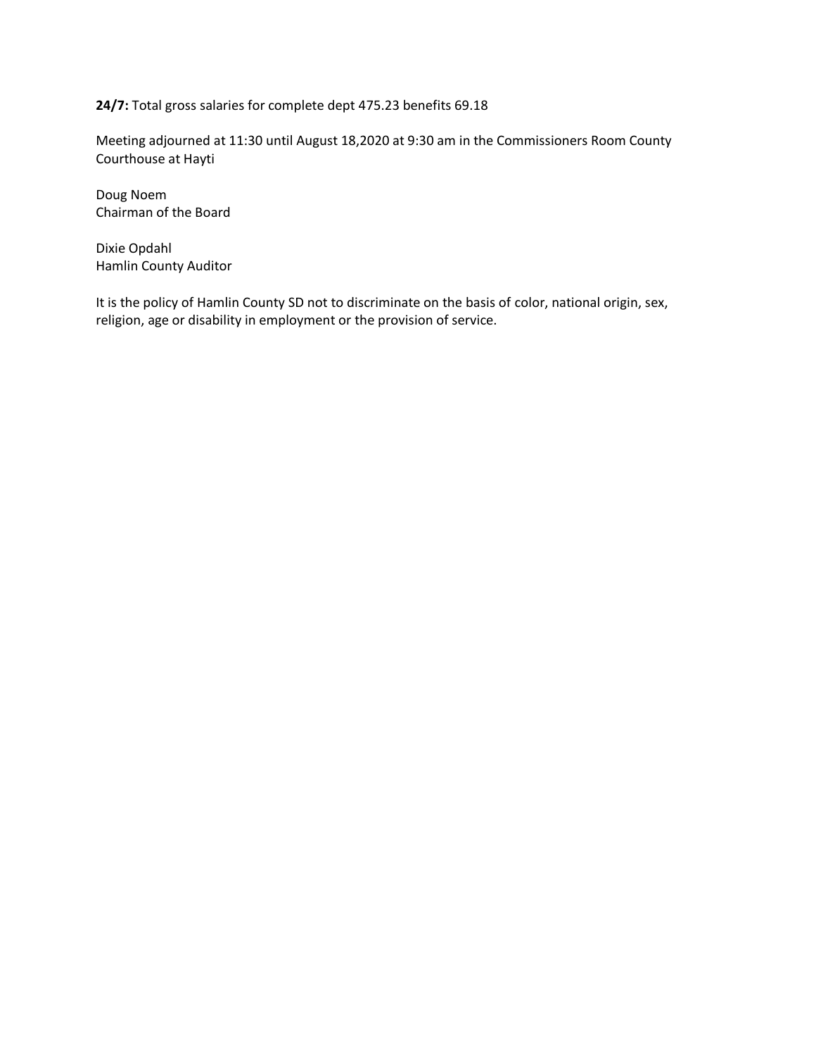**24/7:** Total gross salaries for complete dept 475.23 benefits 69.18

Meeting adjourned at 11:30 until August 18,2020 at 9:30 am in the Commissioners Room County Courthouse at Hayti

Doug Noem
Chairman of the Board

Dixie Opdahl
Hamlin County Auditor

It is the policy of Hamlin County SD not to discriminate on the basis of color, national origin, sex, religion, age or disability in employment or the provision of service.